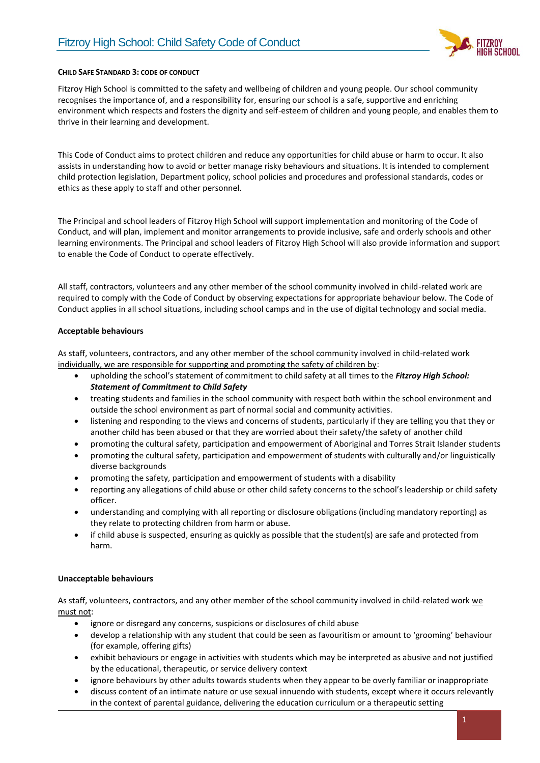# Fitzroy High School: Child Safety Code of Conduct

**CHILD SAFE STANDARD 3: CODE OF CONDUCT**

Fitzroy High School is committed to the safety and wellbeing of children and young people. Our school community recognises the importance of, and a responsibility for, ensuring our school is a safe, supportive and enriching environment which respects and fosters the dignity and self-esteem of children and young people, and enables them to thrive in their learning and development.

This Code of Conduct aims to protect children and reduce any opportunities for child abuse or harm to occur. It also assists in understanding how to avoid or better manage risky behaviours and situations. It is intended to complement child protection legislation, Department policy, school policies and procedures and professional standards, codes or ethics as these apply to staff and other personnel.

The Principal and school leaders of Fitzroy High School will support implementation and monitoring of the Code of Conduct, and will plan, implement and monitor arrangements to provide inclusive, safe and orderly schools and other learning environments. The Principal and school leaders of Fitzroy High School will also provide information and support to enable the Code of Conduct to operate effectively.

All staff, contractors, volunteers and any other member of the school community involved in child-related work are required to comply with the Code of Conduct by observing expectations for appropriate behaviour below. The Code of Conduct applies in all school situations, including school camps and in the use of digital technology and social media.

**Acceptable behaviours**

As staff, volunteers, contractors, and any other member of the school community involved in child-related work individually, we are responsible for supporting and promoting the safety of children by:

- upholding the school's statement of commitment to child safety at all times to the ***Fitzroy High School: Statement of Commitment to Child Safety***
- treating students and families in the school community with respect both within the school environment and outside the school environment as part of normal social and community activities.
- listening and responding to the views and concerns of students, particularly if they are telling you that they or another child has been abused or that they are worried about their safety/the safety of another child
- promoting the cultural safety, participation and empowerment of Aboriginal and Torres Strait Islander students
- promoting the cultural safety, participation and empowerment of students with culturally and/or linguistically diverse backgrounds
- promoting the safety, participation and empowerment of students with a disability
- reporting any allegations of child abuse or other child safety concerns to the school's leadership or child safety officer.
- understanding and complying with all reporting or disclosure obligations (including mandatory reporting) as they relate to protecting children from harm or abuse.
- if child abuse is suspected, ensuring as quickly as possible that the student(s) are safe and protected from harm.

**Unacceptable behaviours**

As staff, volunteers, contractors, and any other member of the school community involved in child-related work we must not:

- ignore or disregard any concerns, suspicions or disclosures of child abuse
- develop a relationship with any student that could be seen as favouritism or amount to 'grooming' behaviour (for example, offering gifts)
- exhibit behaviours or engage in activities with students which may be interpreted as abusive and not justified by the educational, therapeutic, or service delivery context
- ignore behaviours by other adults towards students when they appear to be overly familiar or inappropriate
- discuss content of an intimate nature or use sexual innuendo with students, except where it occurs relevantly in the context of parental guidance, delivering the education curriculum or a therapeutic setting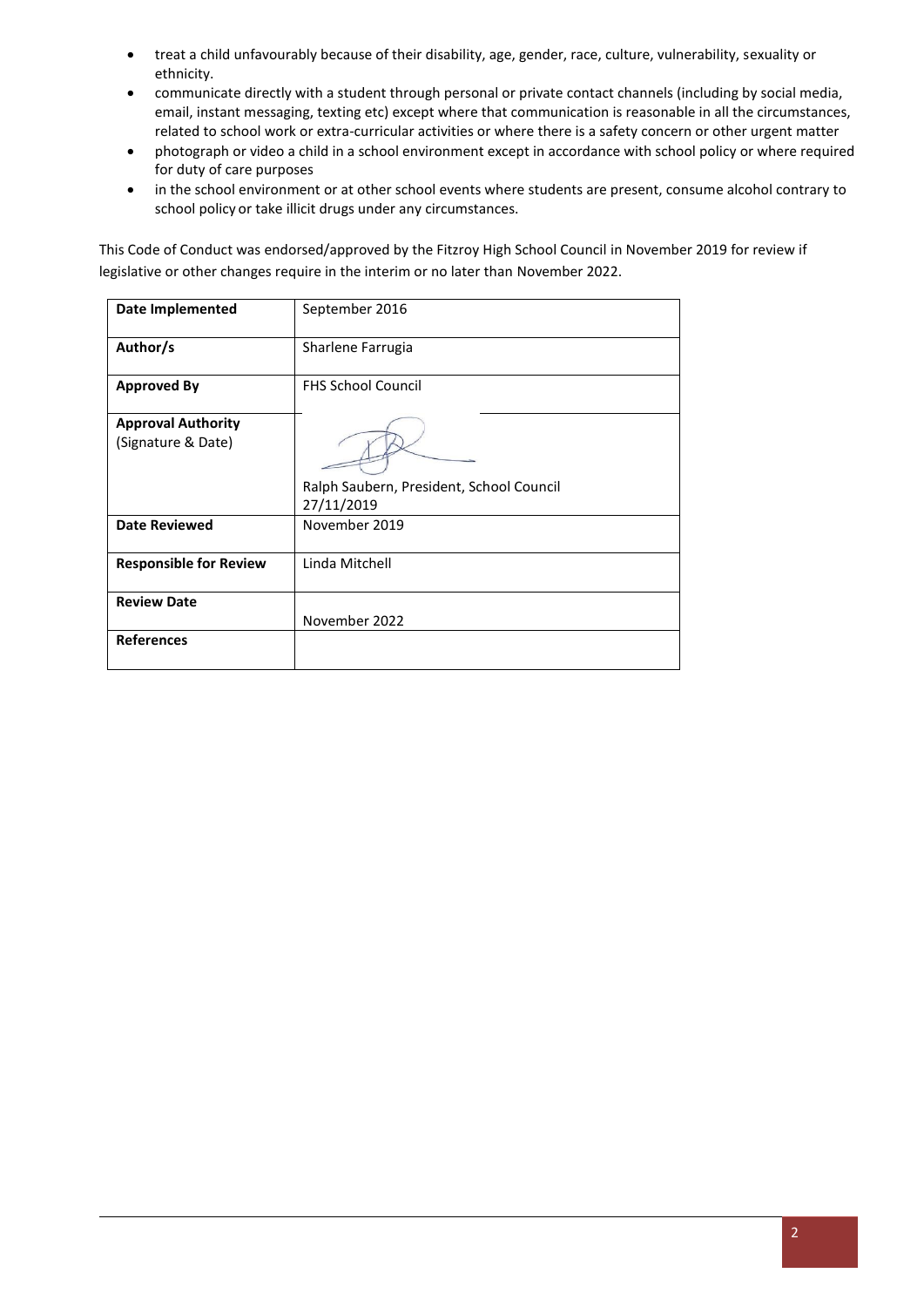- treat a child unfavourably because of their disability, age, gender, race, culture, vulnerability, sexuality or ethnicity.
- communicate directly with a student through personal or private contact channels (including by social media, email, instant messaging, texting etc) except where that communication is reasonable in all the circumstances, related to school work or extra-curricular activities or where there is a safety concern or other urgent matter
- photograph or video a child in a school environment except in accordance with school policy or where required for duty of care purposes
- in the school environment or at other school events where students are present, consume alcohol contrary to school policy or take illicit drugs under any circumstances.

This Code of Conduct was endorsed/approved by the Fitzroy High School Council in November 2019 for review if legislative or other changes require in the interim or no later than November 2022.

| | |
|---|---|
| **Date Implemented** | September 2016 |
| **Author/s** | Sharlene Farrugia |
| **Approved By** | FHS School Council |
| **Approval Authority** (Signature & Date) | Ralph Saubern, President, School Council 27/11/2019 |
| **Date Reviewed** | November 2019 |
| **Responsible for Review** | Linda Mitchell |
| **Review Date** | November 2022 |
| **References** | |